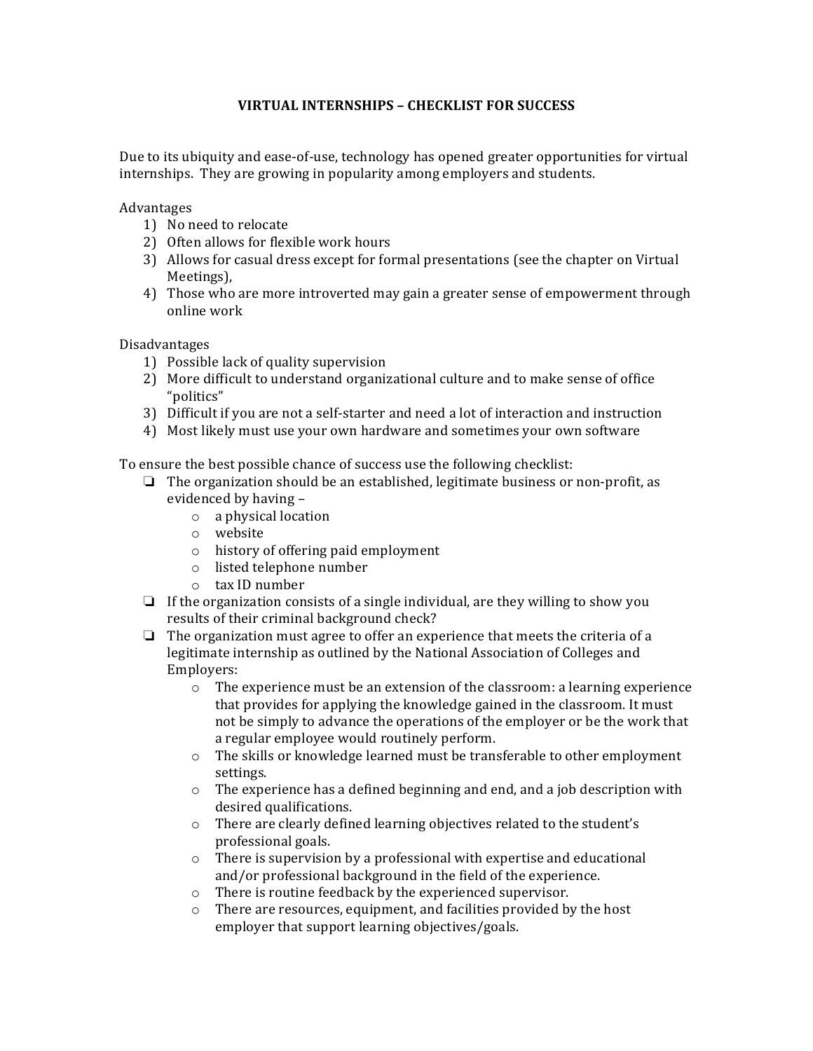# VIRTUAL INTERNSHIPS – CHECKLIST FOR SUCCESS

Due to its ubiquity and ease-of-use, technology has opened greater opportunities for virtual internships. They are growing in popularity among employers and students.

Advantages

1) No need to relocate
2) Often allows for flexible work hours
3) Allows for casual dress except for formal presentations (see the chapter on Virtual Meetings),
4) Those who are more introverted may gain a greater sense of empowerment through online work

Disadvantages

1) Possible lack of quality supervision
2) More difficult to understand organizational culture and to make sense of office "politics"
3) Difficult if you are not a self-starter and need a lot of interaction and instruction
4) Most likely must use your own hardware and sometimes your own software

To ensure the best possible chance of success use the following checklist:

- ❏ The organization should be an established, legitimate business or non-profit, as evidenced by having –
  - a physical location
  - website
  - history of offering paid employment
  - listed telephone number
  - tax ID number
- ❏ If the organization consists of a single individual, are they willing to show you results of their criminal background check?
- ❏ The organization must agree to offer an experience that meets the criteria of a legitimate internship as outlined by the National Association of Colleges and Employers:
  - The experience must be an extension of the classroom: a learning experience that provides for applying the knowledge gained in the classroom. It must not be simply to advance the operations of the employer or be the work that a regular employee would routinely perform.
  - The skills or knowledge learned must be transferable to other employment settings.
  - The experience has a defined beginning and end, and a job description with desired qualifications.
  - There are clearly defined learning objectives related to the student's professional goals.
  - There is supervision by a professional with expertise and educational and/or professional background in the field of the experience.
  - There is routine feedback by the experienced supervisor.
  - There are resources, equipment, and facilities provided by the host employer that support learning objectives/goals.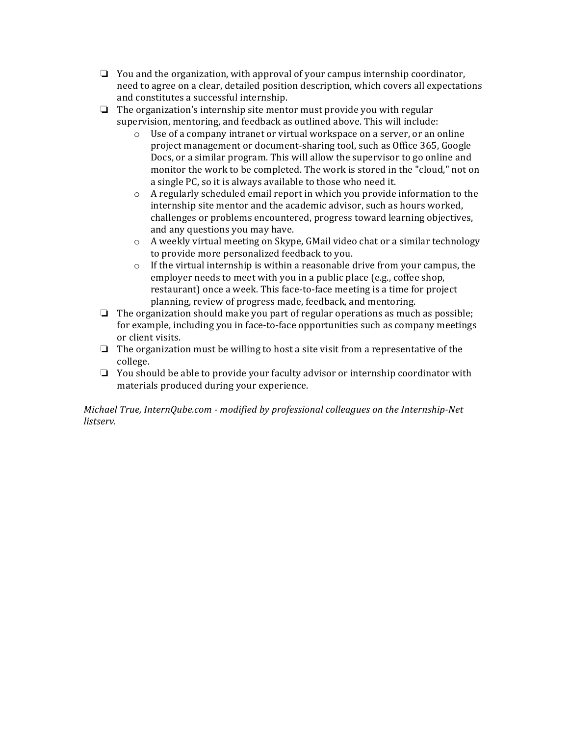- You and the organization, with approval of your campus internship coordinator, need to agree on a clear, detailed position description, which covers all expectations and constitutes a successful internship.
- The organization's internship site mentor must provide you with regular supervision, mentoring, and feedback as outlined above. This will include:
    - Use of a company intranet or virtual workspace on a server, or an online project management or document-sharing tool, such as Office 365, Google Docs, or a similar program. This will allow the supervisor to go online and monitor the work to be completed. The work is stored in the "cloud," not on a single PC, so it is always available to those who need it.
    - A regularly scheduled email report in which you provide information to the internship site mentor and the academic advisor, such as hours worked, challenges or problems encountered, progress toward learning objectives, and any questions you may have.
    - A weekly virtual meeting on Skype, GMail video chat or a similar technology to provide more personalized feedback to you.
    - If the virtual internship is within a reasonable drive from your campus, the employer needs to meet with you in a public place (e.g., coffee shop, restaurant) once a week. This face-to-face meeting is a time for project planning, review of progress made, feedback, and mentoring.
- The organization should make you part of regular operations as much as possible; for example, including you in face-to-face opportunities such as company meetings or client visits.
- The organization must be willing to host a site visit from a representative of the college.
- You should be able to provide your faculty advisor or internship coordinator with materials produced during your experience.

*Michael True, InternQube.com - modified by professional colleagues on the Internship-Net listserv.*